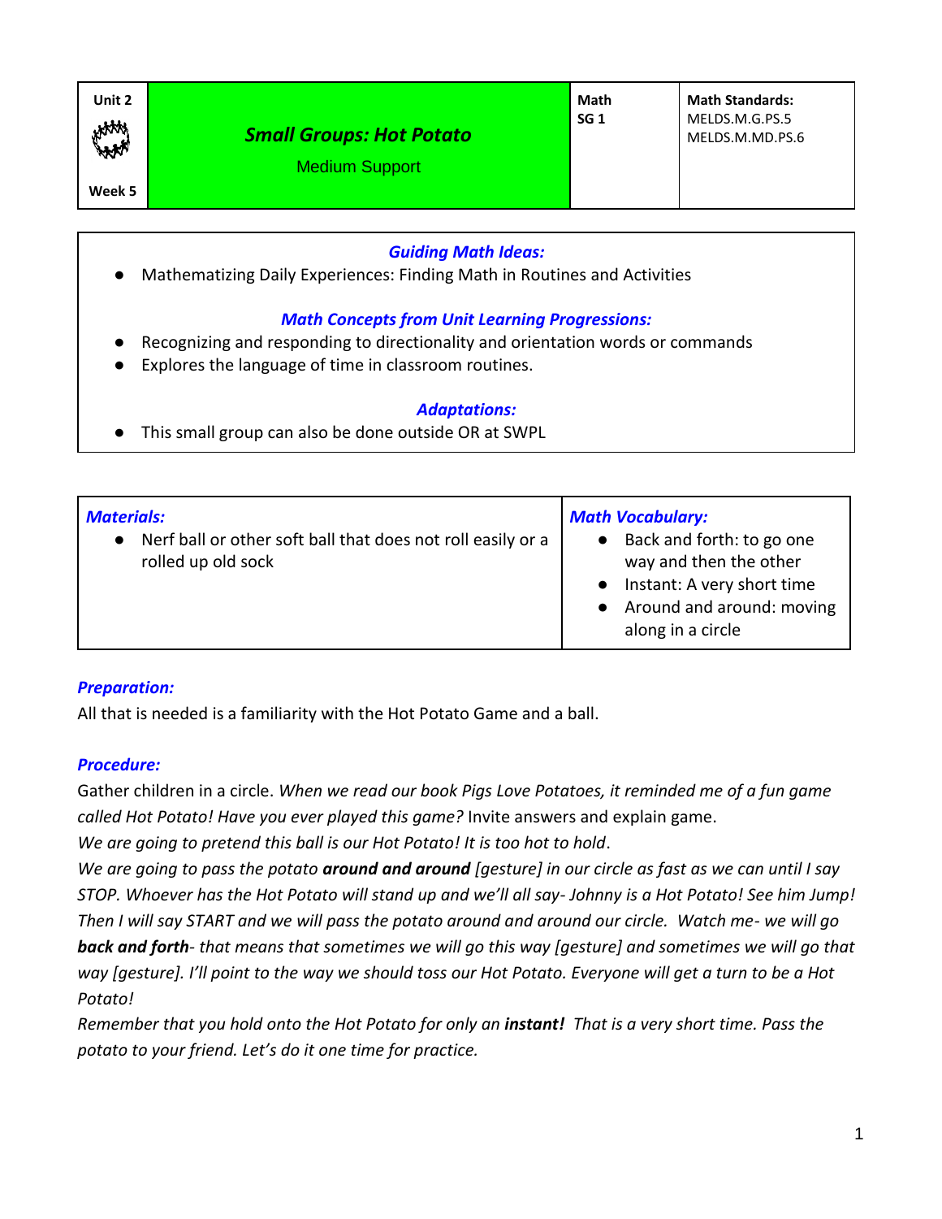| Unit 2<br><br>Week 5 | ***Small Groups: Hot Potato***<br>Medium Support | **Math**<br>**SG 1** | **Math Standards:**<br>MELDS.M.G.PS.5<br>MELDS.M.MD.PS.6 |
|---|---|---|---|

***Guiding Math Ideas:***

- Mathematizing Daily Experiences: Finding Math in Routines and Activities

***Math Concepts from Unit Learning Progressions:***

- Recognizing and responding to directionality and orientation words or commands
- Explores the language of time in classroom routines.

***Adaptations:***

- This small group can also be done outside OR at SWPL

| ***Materials:*** | ***Math Vocabulary:*** |
|---|---|
| • Nerf ball or other soft ball that does not roll easily or a rolled up old sock | • Back and forth: to go one way and then the other<br>• Instant: A very short time<br>• Around and around: moving along in a circle |

***Preparation:***

All that is needed is a familiarity with the Hot Potato Game and a ball.

***Procedure:***

Gather children in a circle. *When we read our book Pigs Love Potatoes, it reminded me of a fun game called Hot Potato! Have you ever played this game?* Invite answers and explain game.

*We are going to pretend this ball is our Hot Potato! It is too hot to hold.*

*We are going to pass the potato **around and around** [gesture] in our circle as fast as we can until I say STOP. Whoever has the Hot Potato will stand up and we'll all say- Johnny is a Hot Potato! See him Jump! Then I will say START and we will pass the potato around and around our circle. Watch me- we will go **back and forth**- that means that sometimes we will go this way [gesture] and sometimes we will go that way [gesture]. I'll point to the way we should toss our Hot Potato. Everyone will get a turn to be a Hot Potato!*

*Remember that you hold onto the Hot Potato for only an **instant!** That is a very short time. Pass the potato to your friend. Let's do it one time for practice.*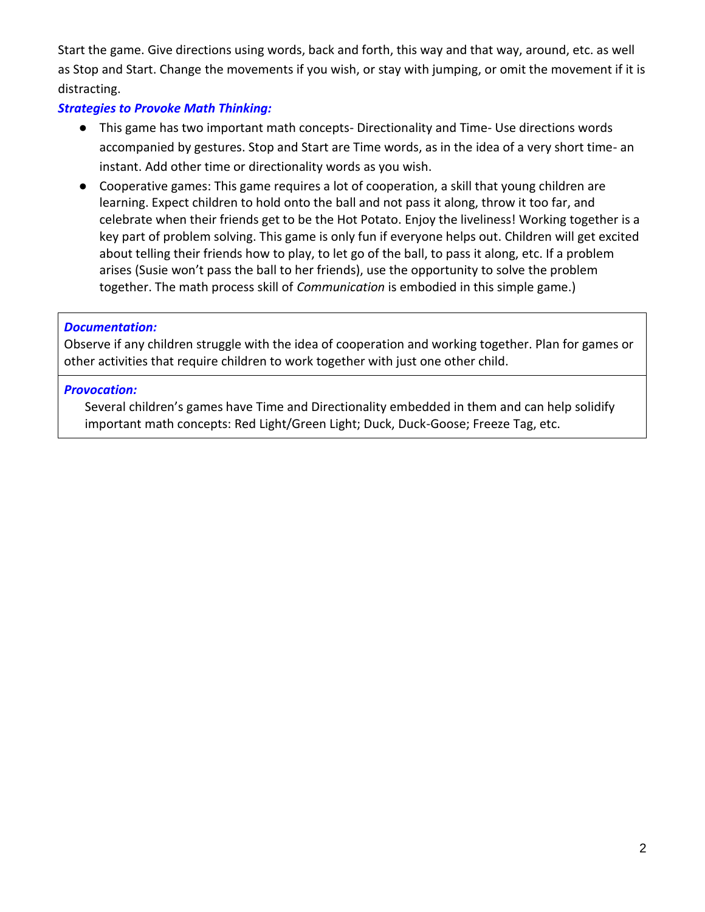Start the game. Give directions using words, back and forth, this way and that way, around, etc. as well as Stop and Start. Change the movements if you wish, or stay with jumping, or omit the movement if it is distracting.

***Strategies to Provoke Math Thinking:***

- This game has two important math concepts- Directionality and Time- Use directions words accompanied by gestures. Stop and Start are Time words, as in the idea of a very short time- an instant. Add other time or directionality words as you wish.
- Cooperative games: This game requires a lot of cooperation, a skill that young children are learning. Expect children to hold onto the ball and not pass it along, throw it too far, and celebrate when their friends get to be the Hot Potato. Enjoy the liveliness! Working together is a key part of problem solving. This game is only fun if everyone helps out. Children will get excited about telling their friends how to play, to let go of the ball, to pass it along, etc. If a problem arises (Susie won't pass the ball to her friends), use the opportunity to solve the problem together. The math process skill of *Communication* is embodied in this simple game.)

***Documentation:***

Observe if any children struggle with the idea of cooperation and working together. Plan for games or other activities that require children to work together with just one other child.

***Provocation:***

Several children's games have Time and Directionality embedded in them and can help solidify important math concepts: Red Light/Green Light; Duck, Duck-Goose; Freeze Tag, etc.